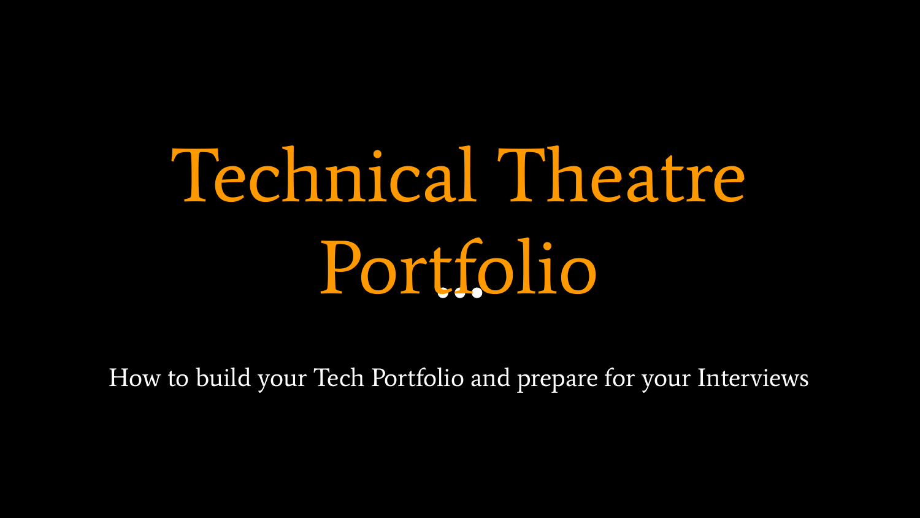# Technical Theatre Portfolio

How to build your Tech Portfolio and prepare for your Interviews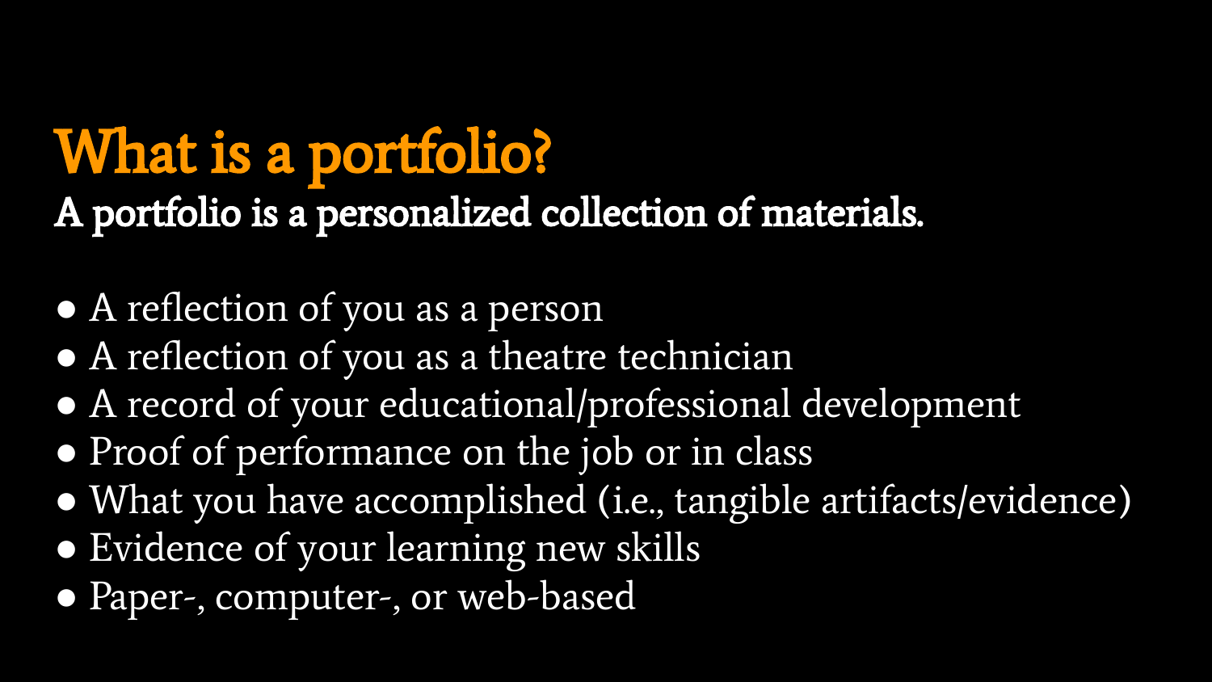# What is a portfolio?

**A portfolio is a personalized collection of materials.**

- A reflection of you as a person
- A reflection of you as a theatre technician
- A record of your educational/professional development
- Proof of performance on the job or in class
- What you have accomplished (i.e., tangible artifacts/evidence)
- Evidence of your learning new skills
- Paper-, computer-, or web-based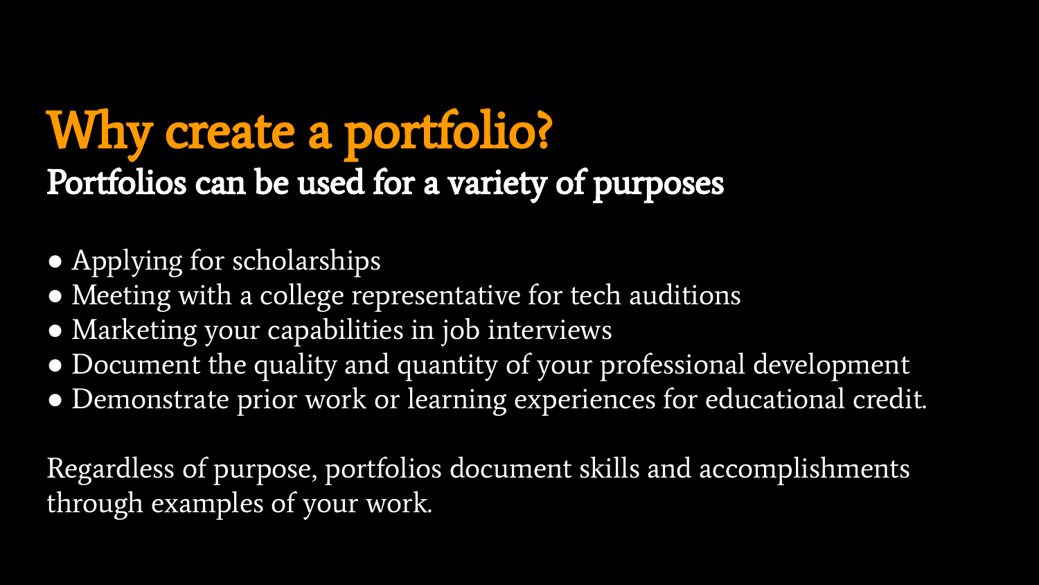# Why create a portfolio?

## Portfolios can be used for a variety of purposes

- Applying for scholarships
- Meeting with a college representative for tech auditions
- Marketing your capabilities in job interviews
- Document the quality and quantity of your professional development
- Demonstrate prior work or learning experiences for educational credit.

Regardless of purpose, portfolios document skills and accomplishments through examples of your work.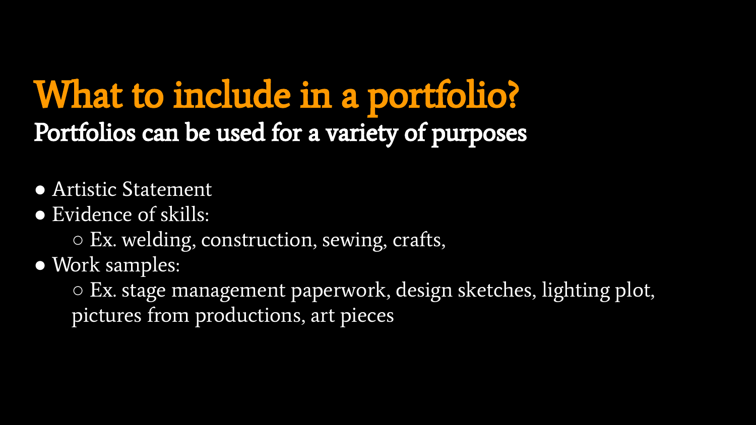# What to include in a portfolio?

## Portfolios can be used for a variety of purposes

- Artistic Statement
- Evidence of skills:
  - Ex. welding, construction, sewing, crafts,
- Work samples:
  - Ex. stage management paperwork, design sketches, lighting plot, pictures from productions, art pieces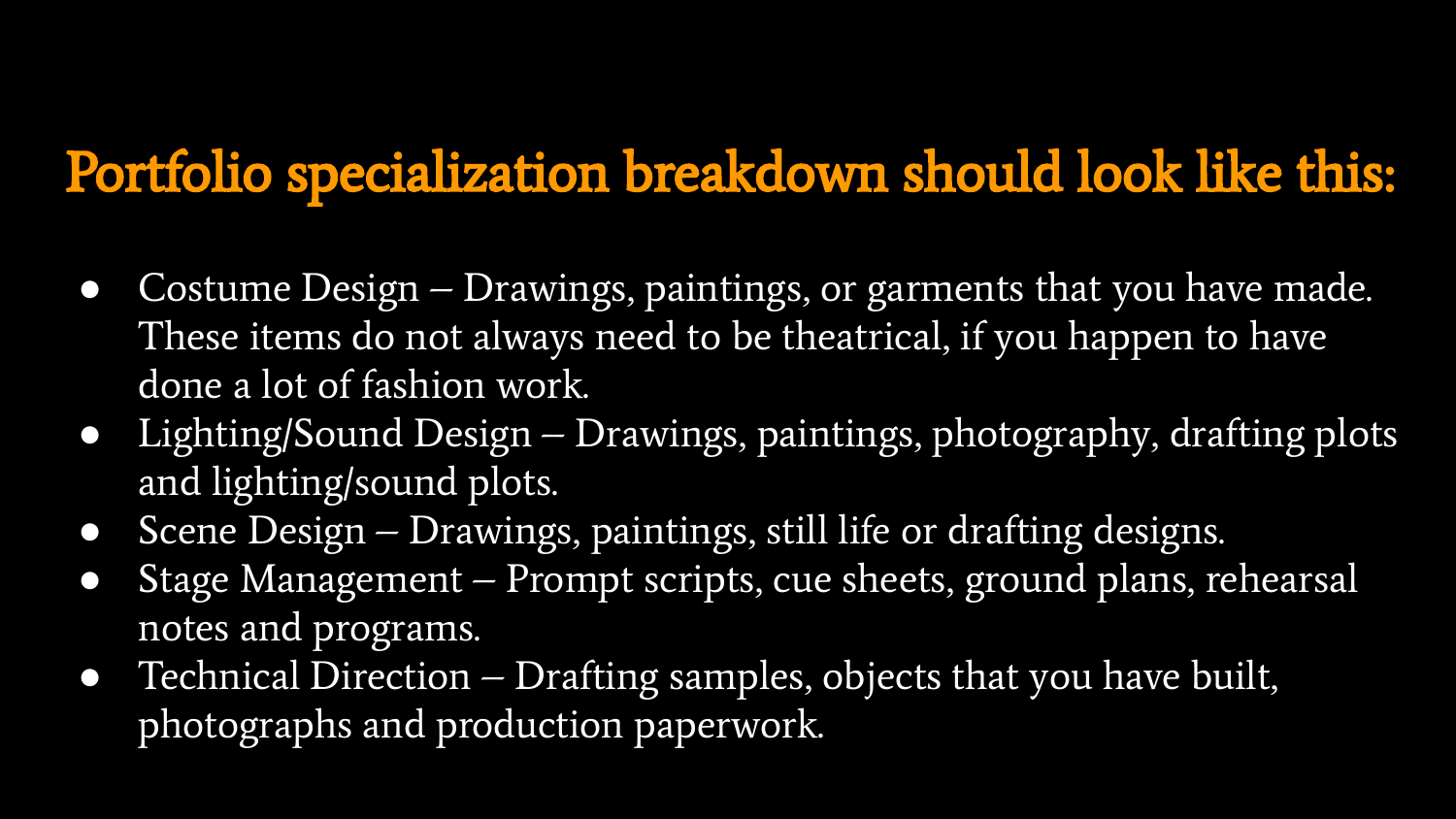# Portfolio specialization breakdown should look like this:

- Costume Design – Drawings, paintings, or garments that you have made. These items do not always need to be theatrical, if you happen to have done a lot of fashion work.
- Lighting/Sound Design – Drawings, paintings, photography, drafting plots and lighting/sound plots.
- Scene Design – Drawings, paintings, still life or drafting designs.
- Stage Management – Prompt scripts, cue sheets, ground plans, rehearsal notes and programs.
- Technical Direction – Drafting samples, objects that you have built, photographs and production paperwork.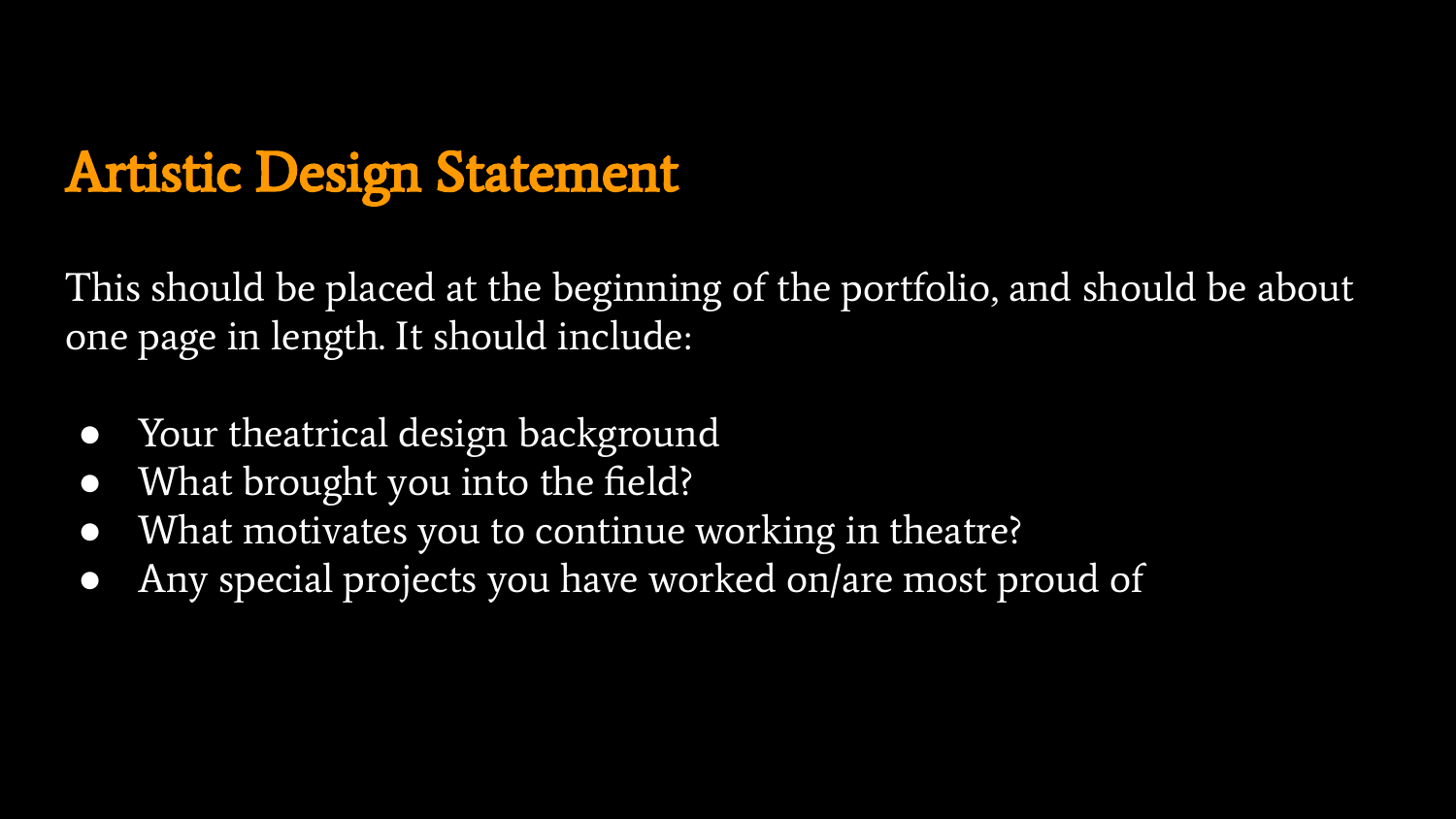# Artistic Design Statement

This should be placed at the beginning of the portfolio, and should be about one page in length. It should include:

- Your theatrical design background
- What brought you into the field?
- What motivates you to continue working in theatre?
- Any special projects you have worked on/are most proud of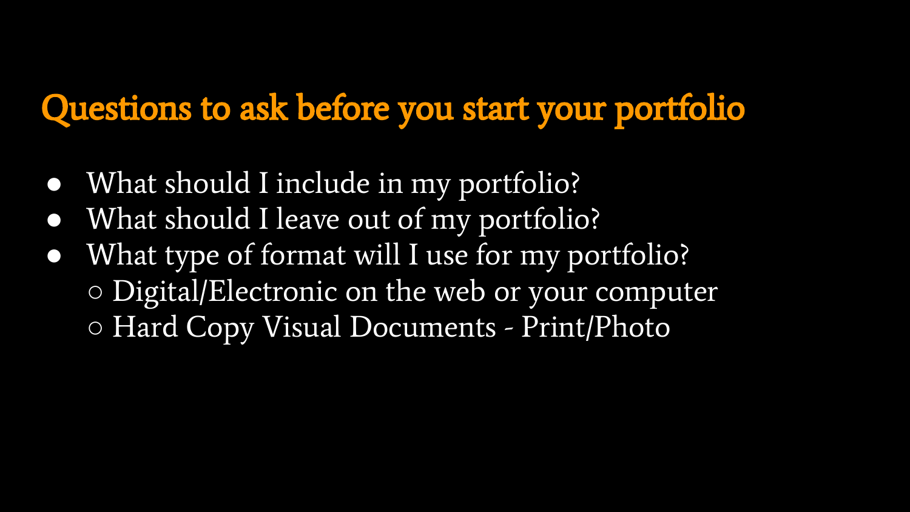## Questions to ask before you start your portfolio

- What should I include in my portfolio?
- What should I leave out of my portfolio?
- What type of format will I use for my portfolio?
  - Digital/Electronic on the web or your computer
  - Hard Copy Visual Documents - Print/Photo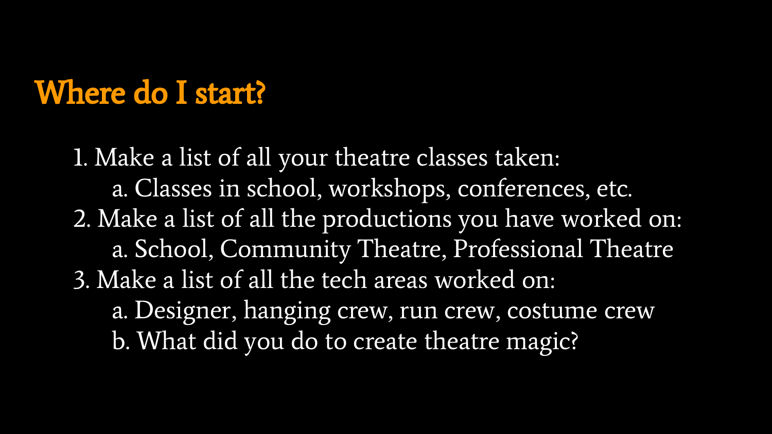## Where do I start?

1. Make a list of all your theatre classes taken:
   a. Classes in school, workshops, conferences, etc.
2. Make a list of all the productions you have worked on:
   a. School, Community Theatre, Professional Theatre
3. Make a list of all the tech areas worked on:
   a. Designer, hanging crew, run crew, costume crew
   b. What did you do to create theatre magic?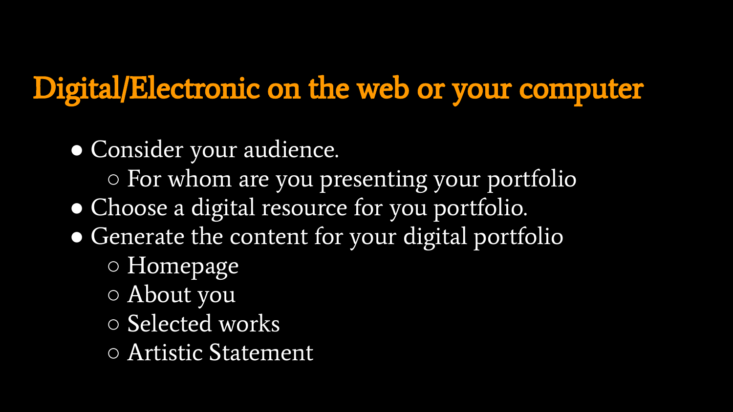# Digital/Electronic on the web or your computer

- Consider your audience.
  - For whom are you presenting your portfolio
- Choose a digital resource for you portfolio.
- Generate the content for your digital portfolio
  - Homepage
  - About you
  - Selected works
  - Artistic Statement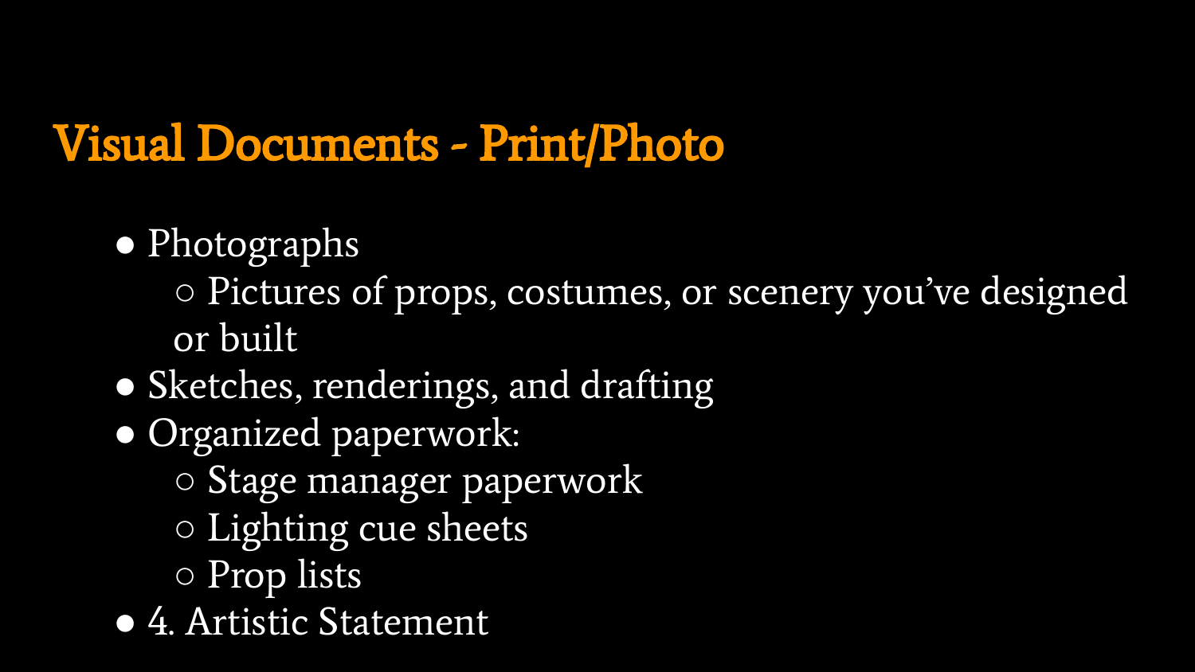# Visual Documents - Print/Photo

- Photographs
  - Pictures of props, costumes, or scenery you've designed or built
- Sketches, renderings, and drafting
- Organized paperwork:
  - Stage manager paperwork
  - Lighting cue sheets
  - Prop lists
- 4. Artistic Statement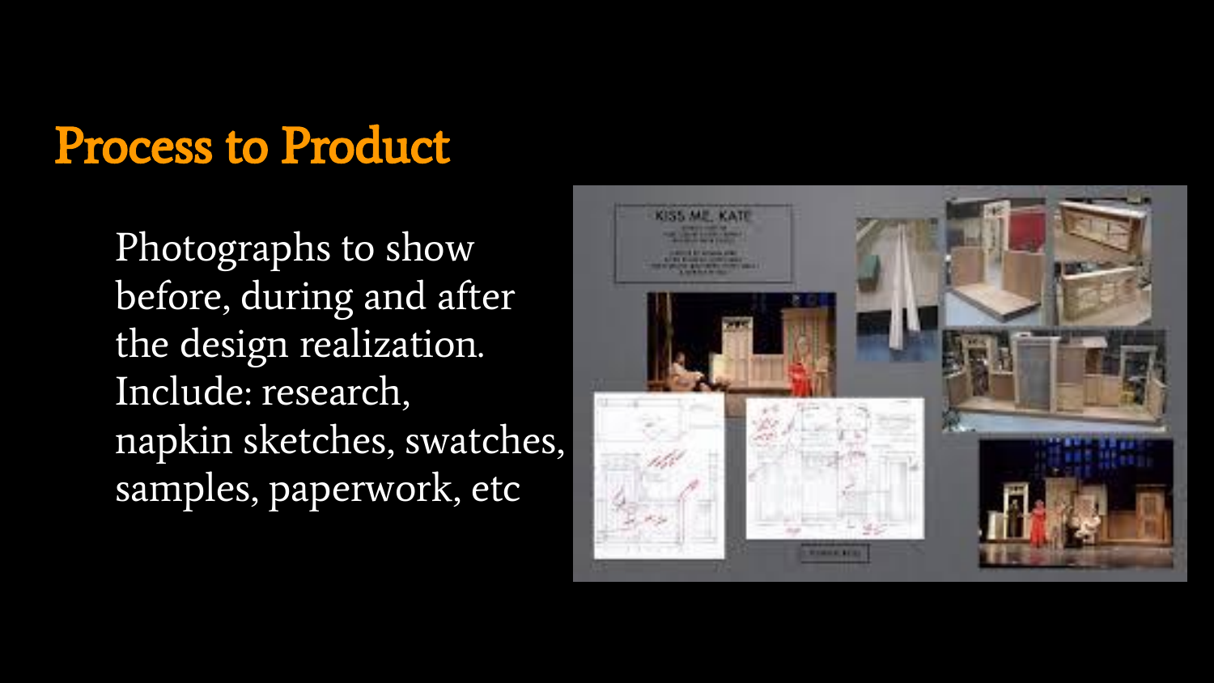# Process to Product

Photographs to show before, during and after the design realization. Include: research, napkin sketches, swatches, samples, paperwork, etc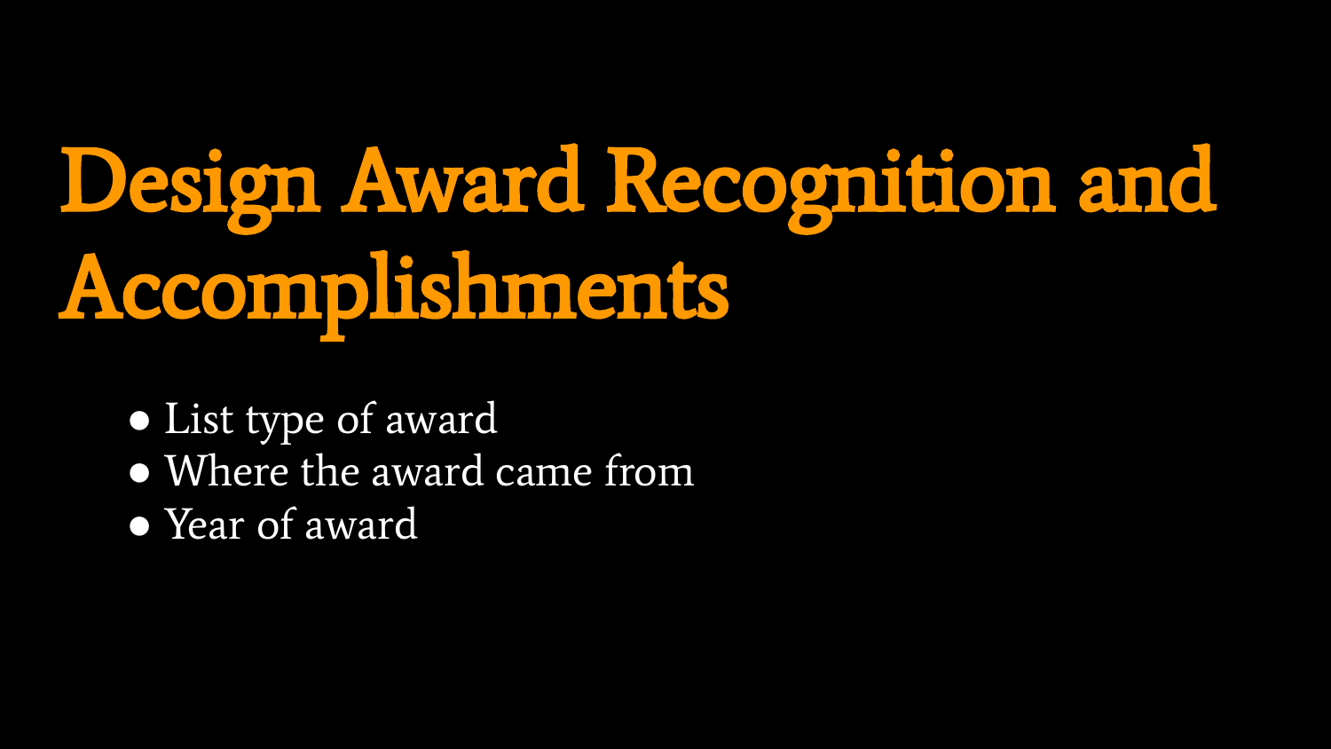# Design Award Recognition and Accomplishments

- List type of award
- Where the award came from
- Year of award